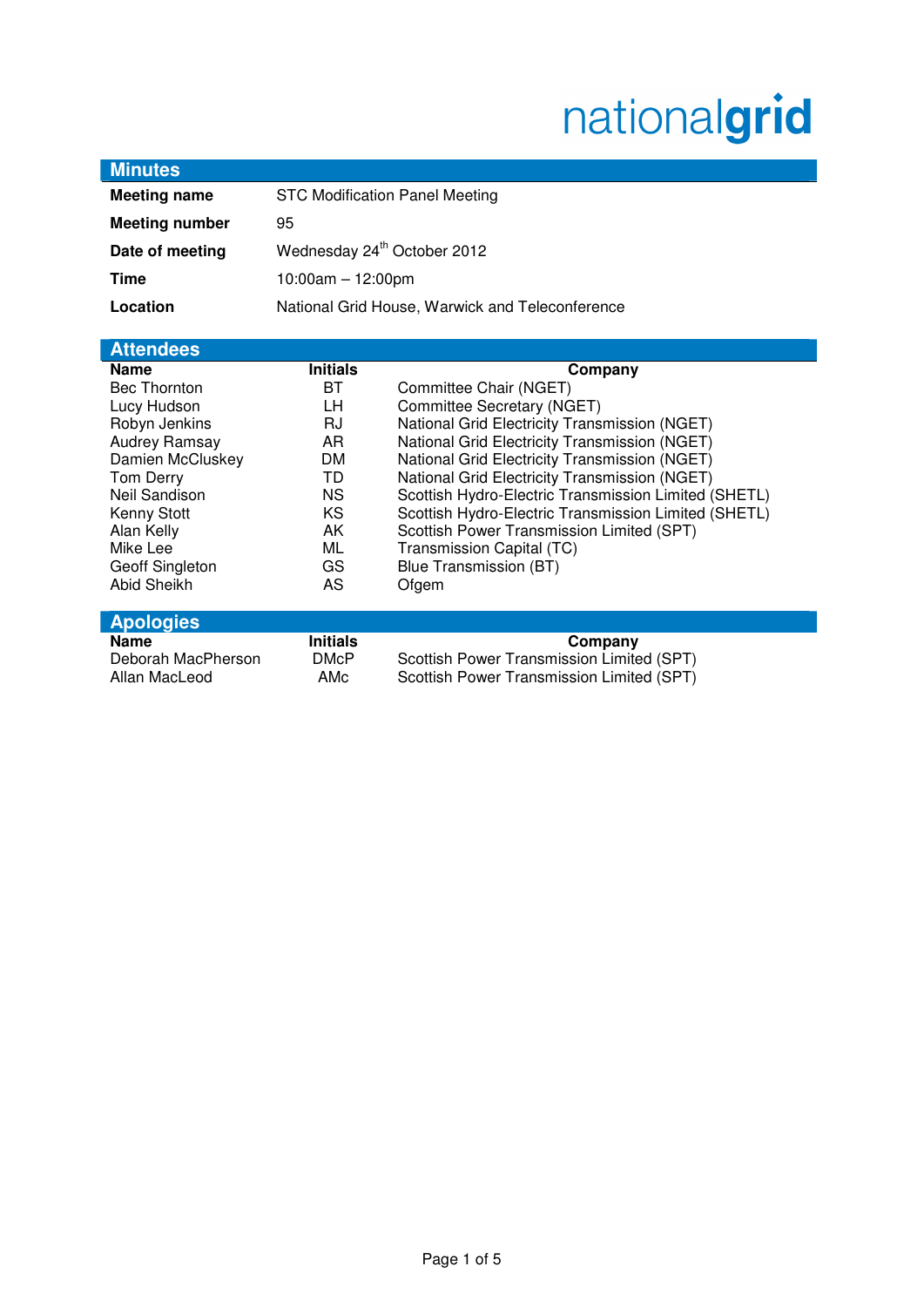nationalgrid

## Minutes

| | |
|---|---|
| **Meeting name** | STC Modification Panel Meeting |
| **Meeting number** | 95 |
| **Date of meeting** | Wednesday 24th October 2012 |
| **Time** | 10:00am – 12:00pm |
| **Location** | National Grid House, Warwick and Teleconference |

## Attendees

| Name | Initials | Company |
|---|---|---|
| Bec Thornton | BT | Committee Chair (NGET) |
| Lucy Hudson | LH | Committee Secretary (NGET) |
| Robyn Jenkins | RJ | National Grid Electricity Transmission (NGET) |
| Audrey Ramsay | AR | National Grid Electricity Transmission (NGET) |
| Damien McCluskey | DM | National Grid Electricity Transmission (NGET) |
| Tom Derry | TD | National Grid Electricity Transmission (NGET) |
| Neil Sandison | NS | Scottish Hydro-Electric Transmission Limited (SHETL) |
| Kenny Stott | KS | Scottish Hydro-Electric Transmission Limited (SHETL) |
| Alan Kelly | AK | Scottish Power Transmission Limited (SPT) |
| Mike Lee | ML | Transmission Capital (TC) |
| Geoff Singleton | GS | Blue Transmission (BT) |
| Abid Sheikh | AS | Ofgem |

## Apologies

| Name | Initials | Company |
|---|---|---|
| Deborah MacPherson | DMcP | Scottish Power Transmission Limited (SPT) |
| Allan MacLeod | AMc | Scottish Power Transmission Limited (SPT) |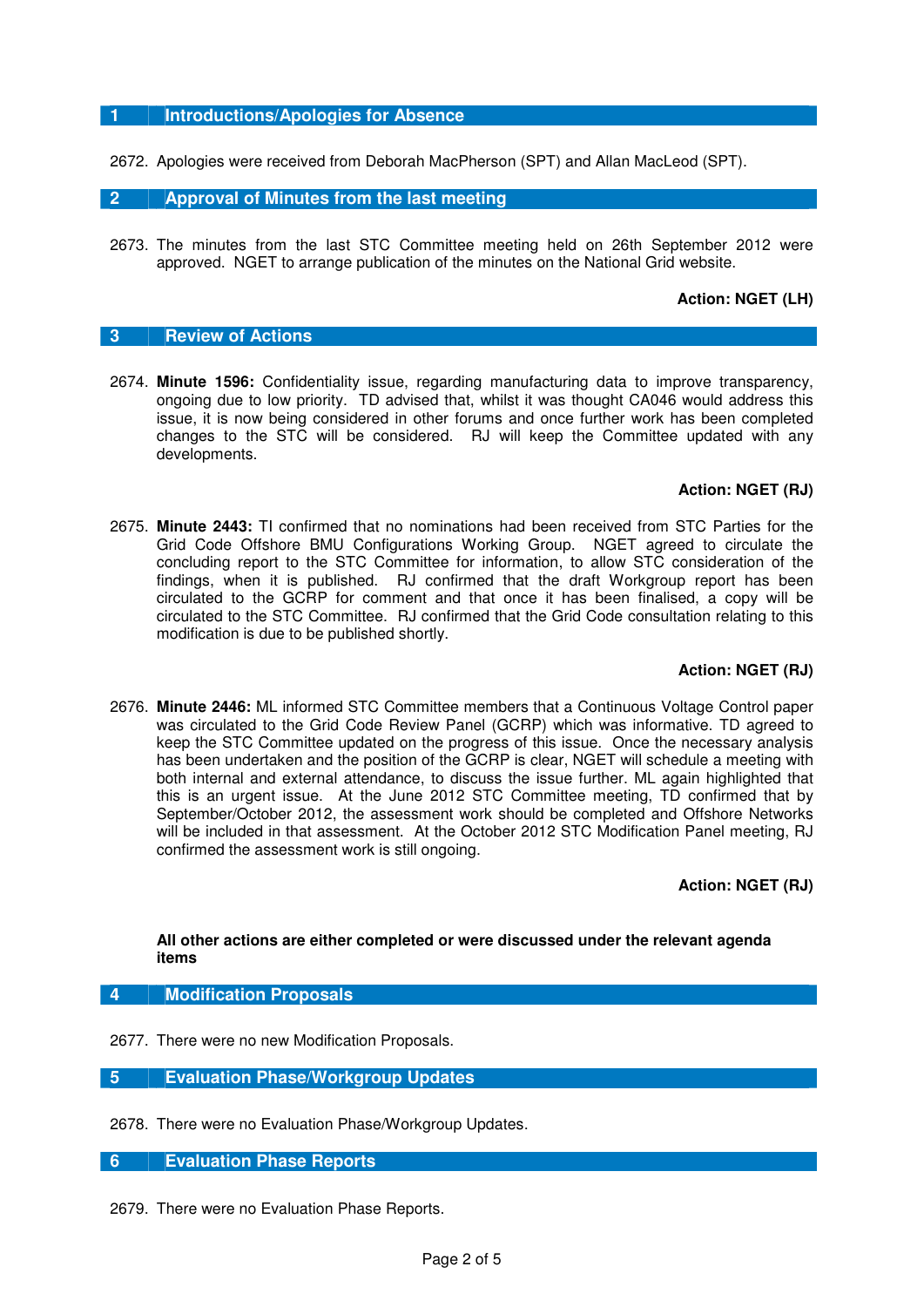## 1 Introductions/Apologies for Absence

2672. Apologies were received from Deborah MacPherson (SPT) and Allan MacLeod (SPT).

## 2 Approval of Minutes from the last meeting

2673. The minutes from the last STC Committee meeting held on 26th September 2012 were approved. NGET to arrange publication of the minutes on the National Grid website.

**Action: NGET (LH)**

## 3 Review of Actions

2674. **Minute 1596:** Confidentiality issue, regarding manufacturing data to improve transparency, ongoing due to low priority. TD advised that, whilst it was thought CA046 would address this issue, it is now being considered in other forums and once further work has been completed changes to the STC will be considered. RJ will keep the Committee updated with any developments.

**Action: NGET (RJ)**

2675. **Minute 2443:** TI confirmed that no nominations had been received from STC Parties for the Grid Code Offshore BMU Configurations Working Group. NGET agreed to circulate the concluding report to the STC Committee for information, to allow STC consideration of the findings, when it is published. RJ confirmed that the draft Workgroup report has been circulated to the GCRP for comment and that once it has been finalised, a copy will be circulated to the STC Committee. RJ confirmed that the Grid Code consultation relating to this modification is due to be published shortly.

**Action: NGET (RJ)**

2676. **Minute 2446:** ML informed STC Committee members that a Continuous Voltage Control paper was circulated to the Grid Code Review Panel (GCRP) which was informative. TD agreed to keep the STC Committee updated on the progress of this issue. Once the necessary analysis has been undertaken and the position of the GCRP is clear, NGET will schedule a meeting with both internal and external attendance, to discuss the issue further. ML again highlighted that this is an urgent issue. At the June 2012 STC Committee meeting, TD confirmed that by September/October 2012, the assessment work should be completed and Offshore Networks will be included in that assessment. At the October 2012 STC Modification Panel meeting, RJ confirmed the assessment work is still ongoing.

**Action: NGET (RJ)**

**All other actions are either completed or were discussed under the relevant agenda items**

## 4 Modification Proposals

2677. There were no new Modification Proposals.

## 5 Evaluation Phase/Workgroup Updates

2678. There were no Evaluation Phase/Workgroup Updates.

## 6 Evaluation Phase Reports

2679. There were no Evaluation Phase Reports.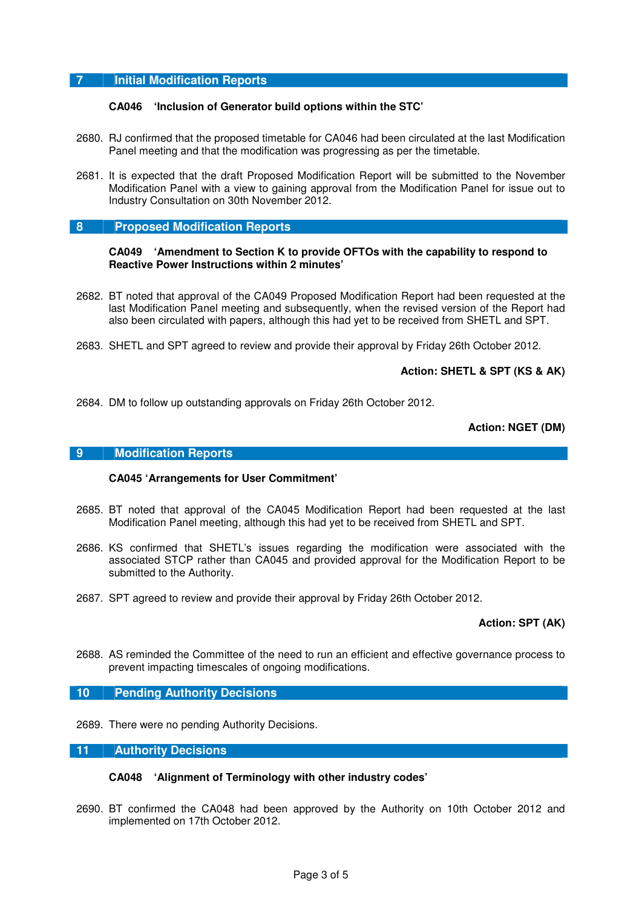## 7 Initial Modification Reports

**CA046 'Inclusion of Generator build options within the STC'**

2680. RJ confirmed that the proposed timetable for CA046 had been circulated at the last Modification Panel meeting and that the modification was progressing as per the timetable.

2681. It is expected that the draft Proposed Modification Report will be submitted to the November Modification Panel with a view to gaining approval from the Modification Panel for issue out to Industry Consultation on 30th November 2012.

## 8 Proposed Modification Reports

**CA049 'Amendment to Section K to provide OFTOs with the capability to respond to Reactive Power Instructions within 2 minutes'**

2682. BT noted that approval of the CA049 Proposed Modification Report had been requested at the last Modification Panel meeting and subsequently, when the revised version of the Report had also been circulated with papers, although this had yet to be received from SHETL and SPT.

2683. SHETL and SPT agreed to review and provide their approval by Friday 26th October 2012.

**Action: SHETL & SPT (KS & AK)**

2684. DM to follow up outstanding approvals on Friday 26th October 2012.

**Action: NGET (DM)**

## 9 Modification Reports

**CA045 'Arrangements for User Commitment'**

2685. BT noted that approval of the CA045 Modification Report had been requested at the last Modification Panel meeting, although this had yet to be received from SHETL and SPT.

2686. KS confirmed that SHETL's issues regarding the modification were associated with the associated STCP rather than CA045 and provided approval for the Modification Report to be submitted to the Authority.

2687. SPT agreed to review and provide their approval by Friday 26th October 2012.

**Action: SPT (AK)**

2688. AS reminded the Committee of the need to run an efficient and effective governance process to prevent impacting timescales of ongoing modifications.

## 10 Pending Authority Decisions

2689. There were no pending Authority Decisions.

## 11 Authority Decisions

**CA048 'Alignment of Terminology with other industry codes'**

2690. BT confirmed the CA048 had been approved by the Authority on 10th October 2012 and implemented on 17th October 2012.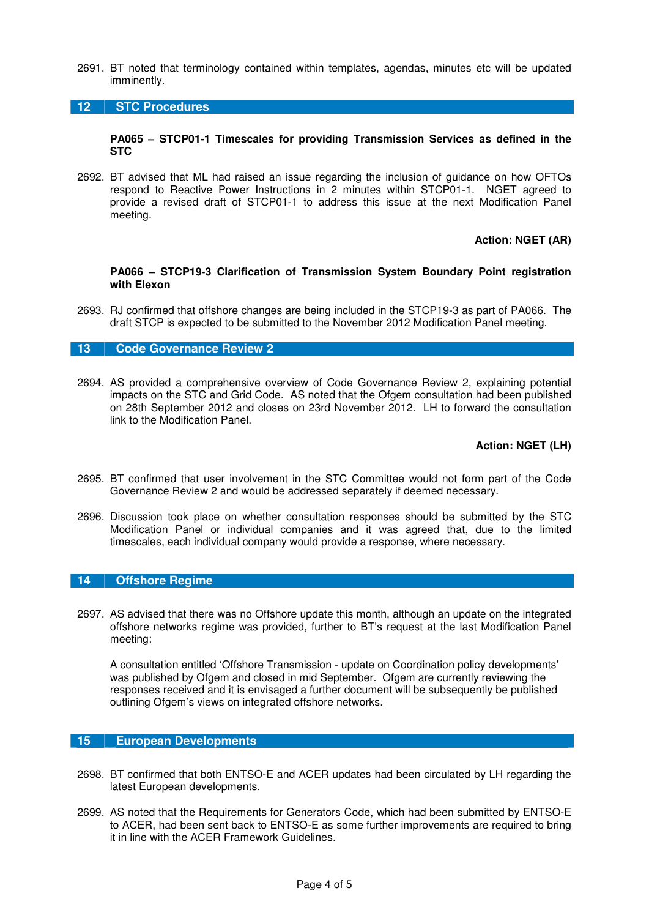2691. BT noted that terminology contained within templates, agendas, minutes etc will be updated imminently.

## 12 STC Procedures

**PA065 – STCP01-1 Timescales for providing Transmission Services as defined in the STC**

2692. BT advised that ML had raised an issue regarding the inclusion of guidance on how OFTOs respond to Reactive Power Instructions in 2 minutes within STCP01-1. NGET agreed to provide a revised draft of STCP01-1 to address this issue at the next Modification Panel meeting.

**Action: NGET (AR)**

**PA066 – STCP19-3 Clarification of Transmission System Boundary Point registration with Elexon**

2693. RJ confirmed that offshore changes are being included in the STCP19-3 as part of PA066. The draft STCP is expected to be submitted to the November 2012 Modification Panel meeting.

## 13 Code Governance Review 2

2694. AS provided a comprehensive overview of Code Governance Review 2, explaining potential impacts on the STC and Grid Code. AS noted that the Ofgem consultation had been published on 28th September 2012 and closes on 23rd November 2012. LH to forward the consultation link to the Modification Panel.

**Action: NGET (LH)**

2695. BT confirmed that user involvement in the STC Committee would not form part of the Code Governance Review 2 and would be addressed separately if deemed necessary.

2696. Discussion took place on whether consultation responses should be submitted by the STC Modification Panel or individual companies and it was agreed that, due to the limited timescales, each individual company would provide a response, where necessary.

## 14 Offshore Regime

2697. AS advised that there was no Offshore update this month, although an update on the integrated offshore networks regime was provided, further to BT's request at the last Modification Panel meeting:

A consultation entitled 'Offshore Transmission - update on Coordination policy developments' was published by Ofgem and closed in mid September. Ofgem are currently reviewing the responses received and it is envisaged a further document will be subsequently be published outlining Ofgem's views on integrated offshore networks.

## 15 European Developments

2698. BT confirmed that both ENTSO-E and ACER updates had been circulated by LH regarding the latest European developments.

2699. AS noted that the Requirements for Generators Code, which had been submitted by ENTSO-E to ACER, had been sent back to ENTSO-E as some further improvements are required to bring it in line with the ACER Framework Guidelines.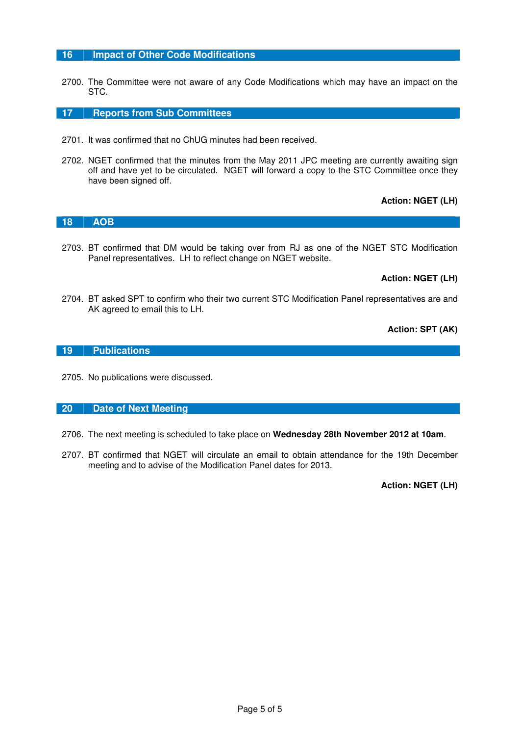## 16 Impact of Other Code Modifications

2700. The Committee were not aware of any Code Modifications which may have an impact on the STC.

## 17 Reports from Sub Committees

2701. It was confirmed that no ChUG minutes had been received.

2702. NGET confirmed that the minutes from the May 2011 JPC meeting are currently awaiting sign off and have yet to be circulated. NGET will forward a copy to the STC Committee once they have been signed off.

**Action: NGET (LH)**

## 18 AOB

2703. BT confirmed that DM would be taking over from RJ as one of the NGET STC Modification Panel representatives. LH to reflect change on NGET website.

**Action: NGET (LH)**

2704. BT asked SPT to confirm who their two current STC Modification Panel representatives are and AK agreed to email this to LH.

**Action: SPT (AK)**

## 19 Publications

2705. No publications were discussed.

## 20 Date of Next Meeting

2706. The next meeting is scheduled to take place on **Wednesday 28th November 2012 at 10am**.

2707. BT confirmed that NGET will circulate an email to obtain attendance for the 19th December meeting and to advise of the Modification Panel dates for 2013.

**Action: NGET (LH)**